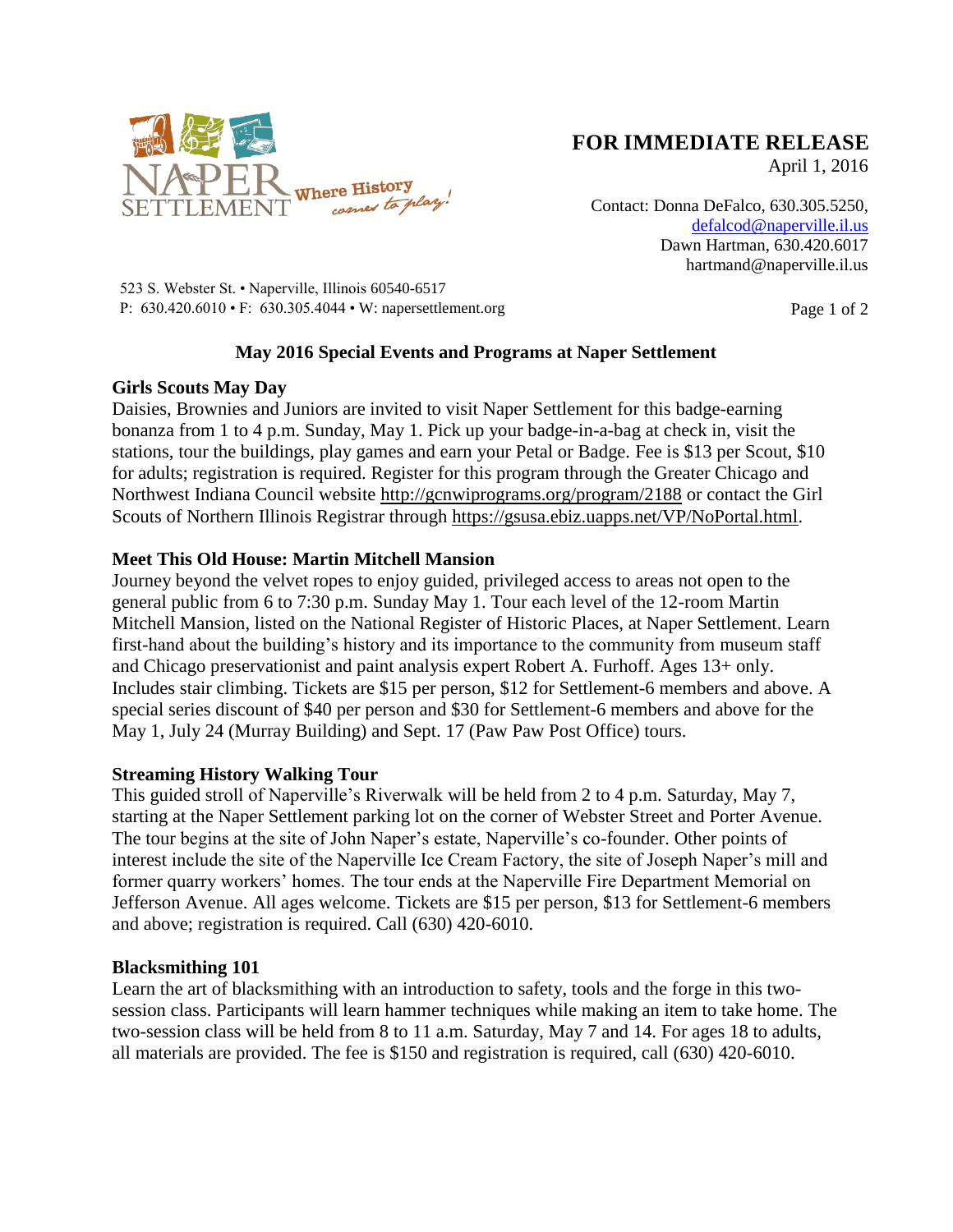**FOR IMMEDIATE RELEASE**
April 1, 2016

Contact: Donna DeFalco, 630.305.5250, defalcod@naperville.il.us
Dawn Hartman, 630.420.6017
hartmand@naperville.il.us

523 S. Webster St. • Naperville, Illinois 60540-6517
P: 630.420.6010 • F: 630.305.4044 • W: napersettlement.org

## May 2016 Special Events and Programs at Naper Settlement

### Girls Scouts May Day

Daisies, Brownies and Juniors are invited to visit Naper Settlement for this badge-earning bonanza from 1 to 4 p.m. Sunday, May 1. Pick up your badge-in-a-bag at check in, visit the stations, tour the buildings, play games and earn your Petal or Badge. Fee is $13 per Scout, $10 for adults; registration is required. Register for this program through the Greater Chicago and Northwest Indiana Council website http://gcnwiprograms.org/program/2188 or contact the Girl Scouts of Northern Illinois Registrar through https://gsusa.ebiz.uapps.net/VP/NoPortal.html.

### Meet This Old House: Martin Mitchell Mansion

Journey beyond the velvet ropes to enjoy guided, privileged access to areas not open to the general public from 6 to 7:30 p.m. Sunday May 1. Tour each level of the 12-room Martin Mitchell Mansion, listed on the National Register of Historic Places, at Naper Settlement. Learn first-hand about the building's history and its importance to the community from museum staff and Chicago preservationist and paint analysis expert Robert A. Furhoff. Ages 13+ only. Includes stair climbing. Tickets are $15 per person, $12 for Settlement-6 members and above. A special series discount of $40 per person and $30 for Settlement-6 members and above for the May 1, July 24 (Murray Building) and Sept. 17 (Paw Paw Post Office) tours.

### Streaming History Walking Tour

This guided stroll of Naperville's Riverwalk will be held from 2 to 4 p.m. Saturday, May 7, starting at the Naper Settlement parking lot on the corner of Webster Street and Porter Avenue. The tour begins at the site of John Naper's estate, Naperville's co-founder. Other points of interest include the site of the Naperville Ice Cream Factory, the site of Joseph Naper's mill and former quarry workers' homes. The tour ends at the Naperville Fire Department Memorial on Jefferson Avenue. All ages welcome. Tickets are $15 per person, $13 for Settlement-6 members and above; registration is required. Call (630) 420-6010.

### Blacksmithing 101

Learn the art of blacksmithing with an introduction to safety, tools and the forge in this two-session class. Participants will learn hammer techniques while making an item to take home. The two-session class will be held from 8 to 11 a.m. Saturday, May 7 and 14. For ages 18 to adults, all materials are provided. The fee is $150 and registration is required, call (630) 420-6010.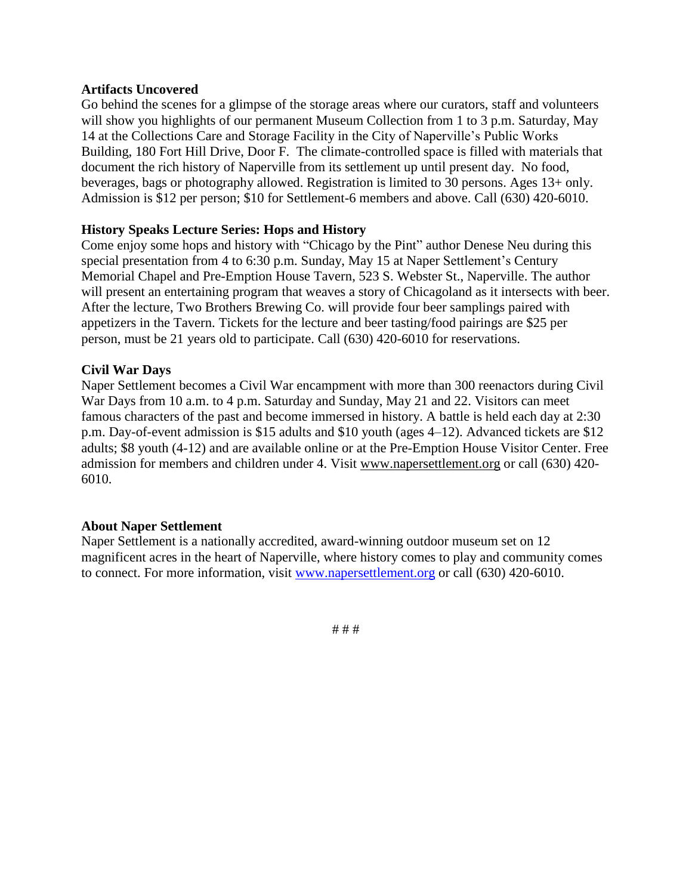**Artifacts Uncovered**

Go behind the scenes for a glimpse of the storage areas where our curators, staff and volunteers will show you highlights of our permanent Museum Collection from 1 to 3 p.m. Saturday, May 14 at the Collections Care and Storage Facility in the City of Naperville's Public Works Building, 180 Fort Hill Drive, Door F. The climate-controlled space is filled with materials that document the rich history of Naperville from its settlement up until present day. No food, beverages, bags or photography allowed. Registration is limited to 30 persons. Ages 13+ only. Admission is $12 per person; $10 for Settlement-6 members and above. Call (630) 420-6010.

**History Speaks Lecture Series: Hops and History**

Come enjoy some hops and history with "Chicago by the Pint" author Denese Neu during this special presentation from 4 to 6:30 p.m. Sunday, May 15 at Naper Settlement's Century Memorial Chapel and Pre-Emption House Tavern, 523 S. Webster St., Naperville. The author will present an entertaining program that weaves a story of Chicagoland as it intersects with beer. After the lecture, Two Brothers Brewing Co. will provide four beer samplings paired with appetizers in the Tavern. Tickets for the lecture and beer tasting/food pairings are $25 per person, must be 21 years old to participate. Call (630) 420-6010 for reservations.

**Civil War Days**

Naper Settlement becomes a Civil War encampment with more than 300 reenactors during Civil War Days from 10 a.m. to 4 p.m. Saturday and Sunday, May 21 and 22. Visitors can meet famous characters of the past and become immersed in history. A battle is held each day at 2:30 p.m. Day-of-event admission is $15 adults and $10 youth (ages 4–12). Advanced tickets are $12 adults; $8 youth (4-12) and are available online or at the Pre-Emption House Visitor Center. Free admission for members and children under 4. Visit www.napersettlement.org or call (630) 420-6010.

**About Naper Settlement**

Naper Settlement is a nationally accredited, award-winning outdoor museum set on 12 magnificent acres in the heart of Naperville, where history comes to play and community comes to connect. For more information, visit www.napersettlement.org or call (630) 420-6010.

# # #